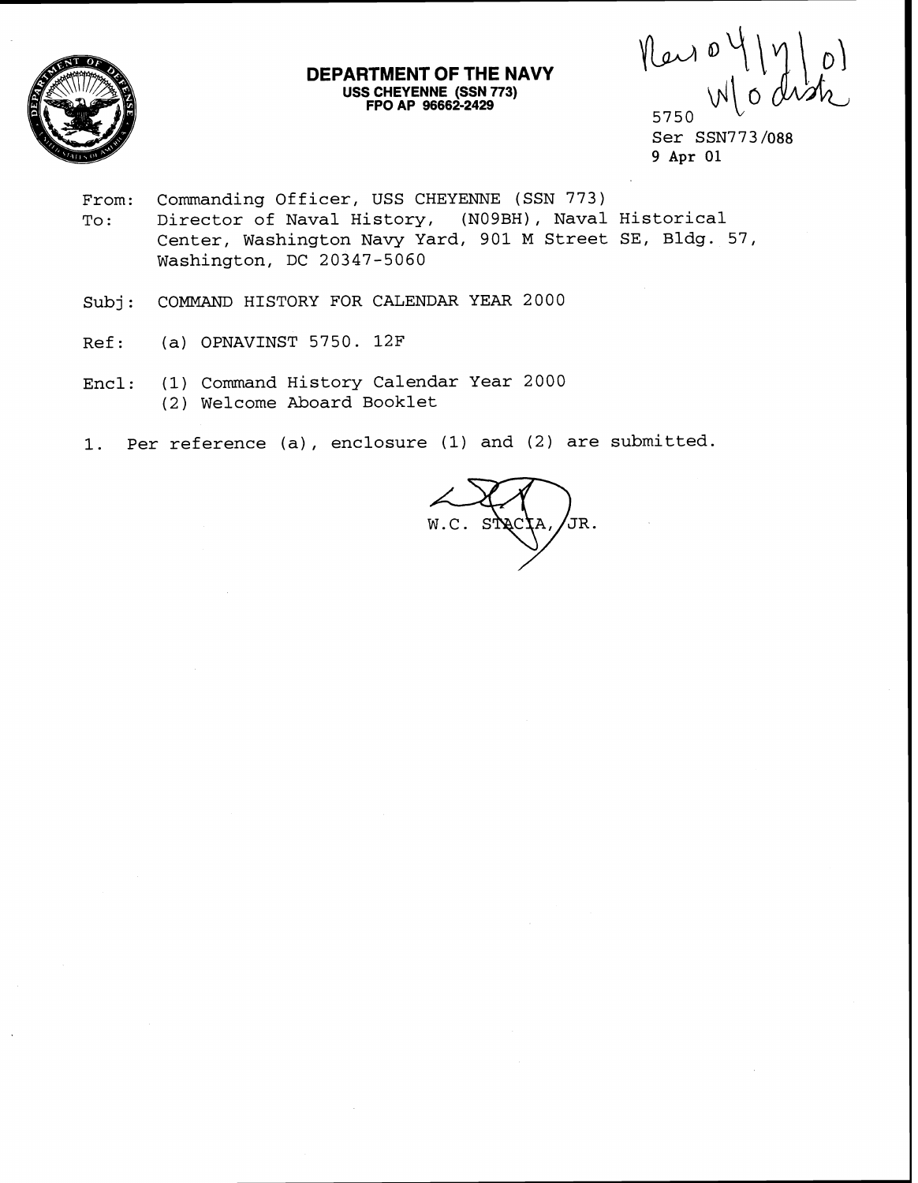**DEPARTMENT OF THE NAVY**
**USS CHEYENNE (SSN 773)**
**FPO AP 96662-2429**

Rec'd 04/17/01
w/o distr

5750
Ser SSN773/088
9 Apr 01

From: Commanding Officer, USS CHEYENNE (SSN 773)
To: Director of Naval History, (N09BH), Naval Historical Center, Washington Navy Yard, 901 M Street SE, Bldg. 57, Washington, DC 20347-5060

Subj: COMMAND HISTORY FOR CALENDAR YEAR 2000

Ref: (a) OPNAVINST 5750. 12F

Encl: (1) Command History Calendar Year 2000
(2) Welcome Aboard Booklet

1. Per reference (a), enclosure (1) and (2) are submitted.

W.C. STACIA, JR.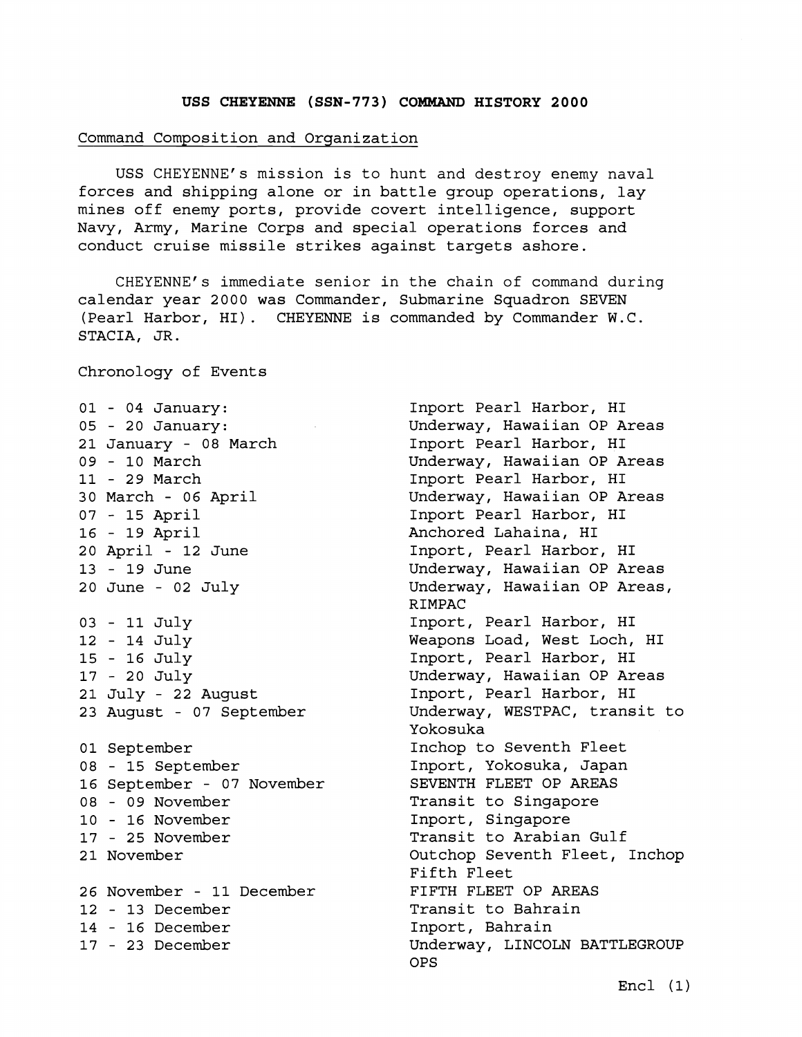# USS CHEYENNE (SSN-773) COMMAND HISTORY 2000

## Command Composition and Organization

USS CHEYENNE's mission is to hunt and destroy enemy naval forces and shipping alone or in battle group operations, lay mines off enemy ports, provide covert intelligence, support Navy, Army, Marine Corps and special operations forces and conduct cruise missile strikes against targets ashore.

CHEYENNE's immediate senior in the chain of command during calendar year 2000 was Commander, Submarine Squadron SEVEN (Pearl Harbor, HI). CHEYENNE is commanded by Commander W.C. STACIA, JR.

## Chronology of Events

| | |
|---|---|
| 01 - 04 January: | Inport Pearl Harbor, HI |
| 05 - 20 January: | Underway, Hawaiian OP Areas |
| 21 January - 08 March | Inport Pearl Harbor, HI |
| 09 - 10 March | Underway, Hawaiian OP Areas |
| 11 - 29 March | Inport Pearl Harbor, HI |
| 30 March - 06 April | Underway, Hawaiian OP Areas |
| 07 - 15 April | Inport Pearl Harbor, HI |
| 16 - 19 April | Anchored Lahaina, HI |
| 20 April - 12 June | Inport, Pearl Harbor, HI |
| 13 - 19 June | Underway, Hawaiian OP Areas |
| 20 June - 02 July | Underway, Hawaiian OP Areas, RIMPAC |
| 03 - 11 July | Inport, Pearl Harbor, HI |
| 12 - 14 July | Weapons Load, West Loch, HI |
| 15 - 16 July | Inport, Pearl Harbor, HI |
| 17 - 20 July | Underway, Hawaiian OP Areas |
| 21 July - 22 August | Inport, Pearl Harbor, HI |
| 23 August - 07 September | Underway, WESTPAC, transit to Yokosuka |
| 01 September | Inchop to Seventh Fleet |
| 08 - 15 September | Inport, Yokosuka, Japan |
| 16 September - 07 November | SEVENTH FLEET OP AREAS |
| 08 - 09 November | Transit to Singapore |
| 10 - 16 November | Inport, Singapore |
| 17 - 25 November | Transit to Arabian Gulf |
| 21 November | Outchop Seventh Fleet, Inchop Fifth Fleet |
| 26 November - 11 December | FIFTH FLEET OP AREAS |
| 12 - 13 December | Transit to Bahrain |
| 14 - 16 December | Inport, Bahrain |
| 17 - 23 December | Underway, LINCOLN BATTLEGROUP OPS |

Encl (1)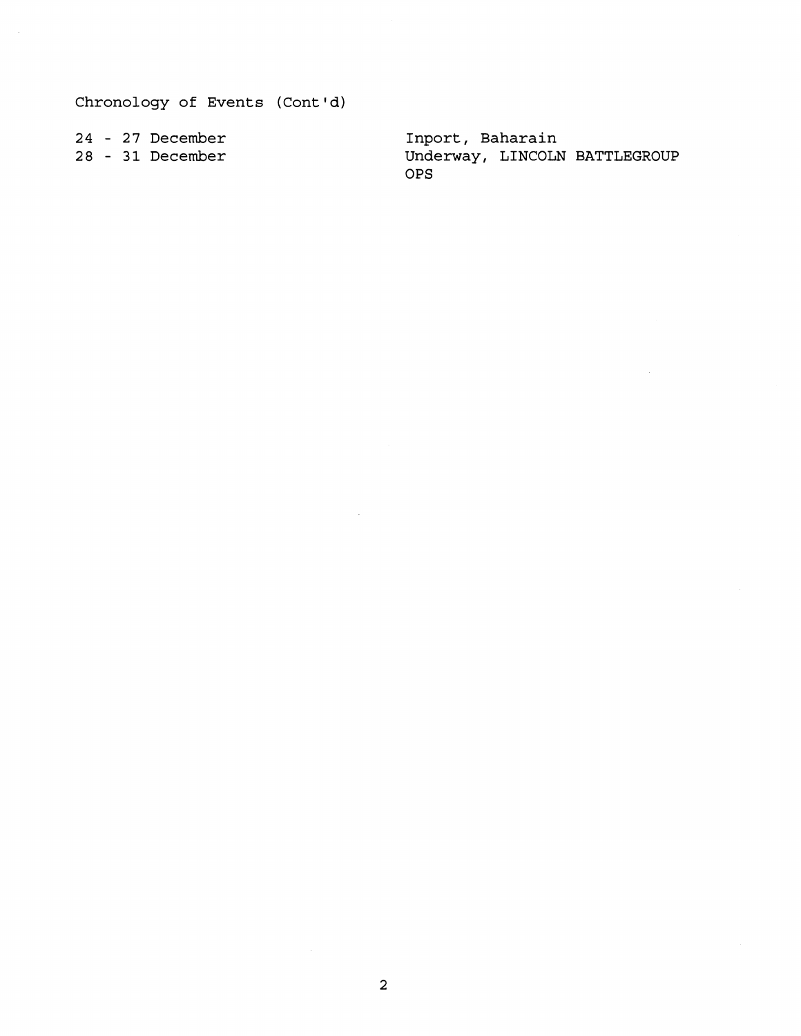Chronology of Events (Cont'd)

| | |
|---|---|
| 24 - 27 December | Inport, Baharain |
| 28 - 31 December | Underway, LINCOLN BATTLEGROUP OPS |